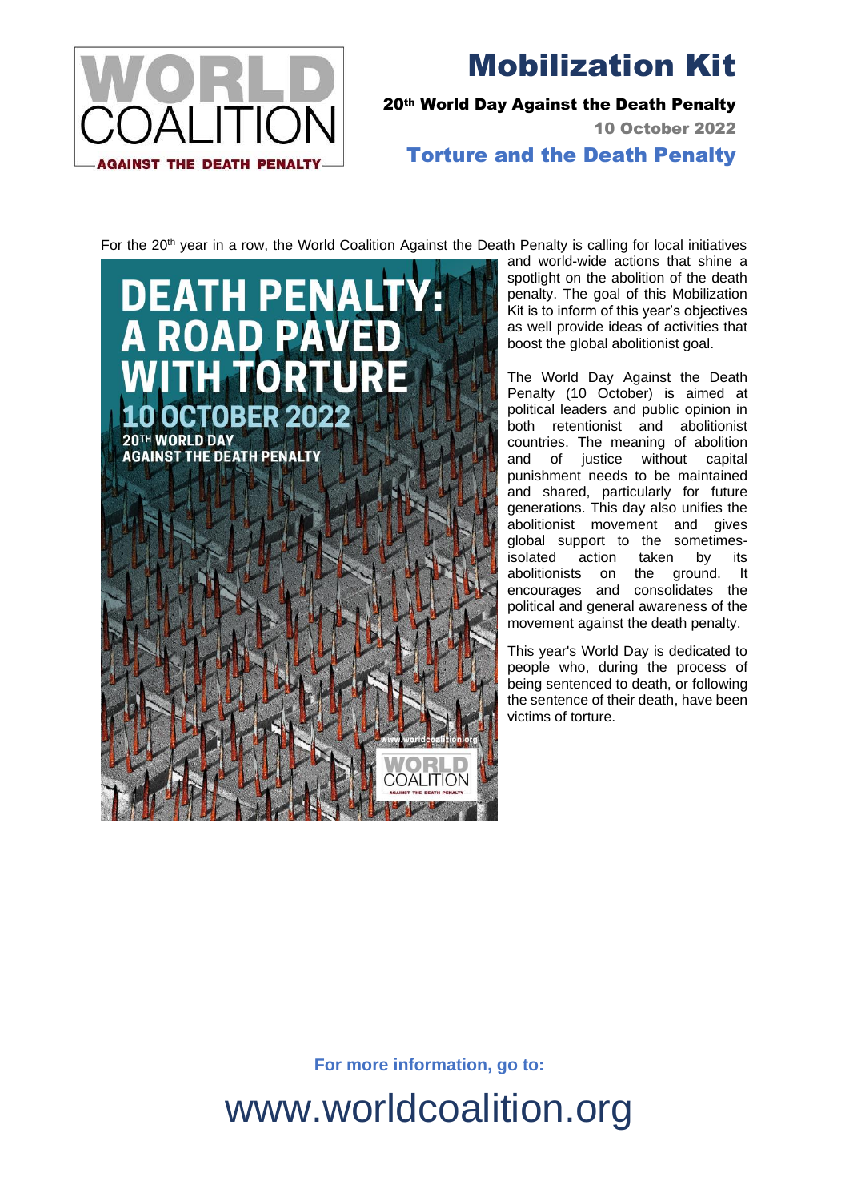# Mobilization Kit

**20th World Day Against the Death Penalty**

**10 October 2022**

## Torture and the Death Penalty

For the 20th year in a row, the World Coalition Against the Death Penalty is calling for local initiatives and world-wide actions that shine a spotlight on the abolition of the death penalty. The goal of this Mobilization Kit is to inform of this year's objectives as well provide ideas of activities that boost the global abolitionist goal.

The World Day Against the Death Penalty (10 October) is aimed at political leaders and public opinion in both retentionist and abolitionist countries. The meaning of abolition and of justice without capital punishment needs to be maintained and shared, particularly for future generations. This day also unifies the abolitionist movement and gives global support to the sometimes-isolated action taken by its abolitionists on the ground. It encourages and consolidates the political and general awareness of the movement against the death penalty.

This year's World Day is dedicated to people who, during the process of being sentenced to death, or following the sentence of their death, have been victims of torture.

**For more information, go to:**

www.worldcoalition.org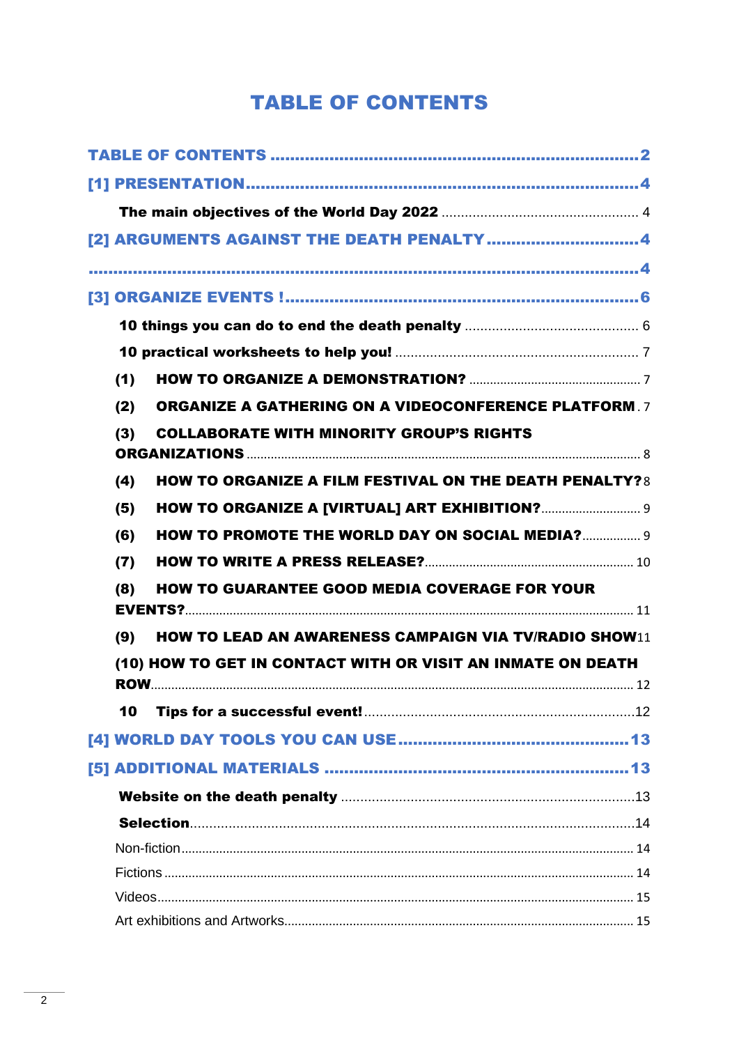# TABLE OF CONTENTS

**TABLE OF CONTENTS** .......... 2

**[1] PRESENTATION** .......... 4

- **The main objectives of the World Day 2022** .......... 4

**[2] ARGUMENTS AGAINST THE DEATH PENALTY** .......... 4

.......... 4

**[3] ORGANIZE EVENTS !** .......... 6

- **10 things you can do to end the death penalty** .......... 6
- **10 practical worksheets to help you!** .......... 7
  - **(1) HOW TO ORGANIZE A DEMONSTRATION?** .......... 7
  - **(2) ORGANIZE A GATHERING ON A VIDEOCONFERENCE PLATFORM** .......... 7
  - **(3) COLLABORATE WITH MINORITY GROUP'S RIGHTS ORGANIZATIONS** .......... 8
  - **(4) HOW TO ORGANIZE A FILM FESTIVAL ON THE DEATH PENALTY?** .......... 8
  - **(5) HOW TO ORGANIZE A [VIRTUAL] ART EXHIBITION?** .......... 9
  - **(6) HOW TO PROMOTE THE WORLD DAY ON SOCIAL MEDIA?** .......... 9
  - **(7) HOW TO WRITE A PRESS RELEASE?** .......... 10
  - **(8) HOW TO GUARANTEE GOOD MEDIA COVERAGE FOR YOUR EVENTS?** .......... 11
  - **(9) HOW TO LEAD AN AWARENESS CAMPAIGN VIA TV/RADIO SHOW** .......... 11
  - **(10) HOW TO GET IN CONTACT WITH OR VISIT AN INMATE ON DEATH ROW** .......... 12
- **10 Tips for a successful event!** .......... 12

**[4] WORLD DAY TOOLS YOU CAN USE** .......... 13

**[5] ADDITIONAL MATERIALS** .......... 13

- **Website on the death penalty** .......... 13
- **Selection** .......... 14
  - Non-fiction .......... 14
  - Fictions .......... 14
  - Videos .......... 15
  - Art exhibitions and Artworks .......... 15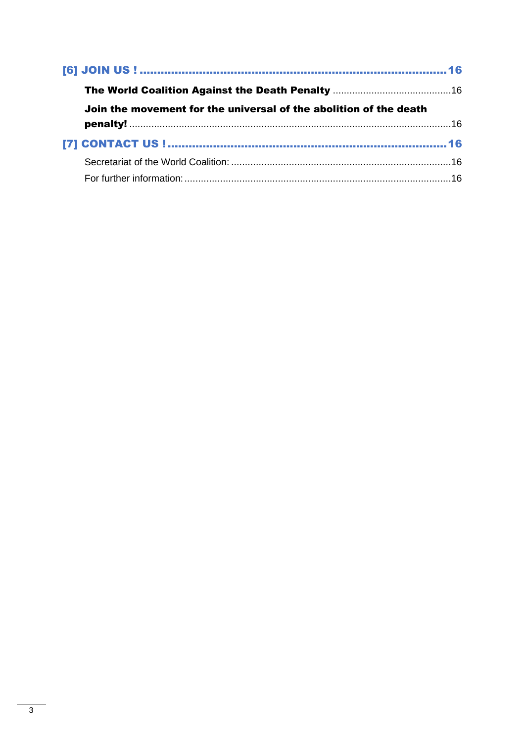[6] JOIN US ! ........................................................................................ 16

**The World Coalition Against the Death Penalty** ........................................... 16

**Join the movement for the universal of the abolition of the death penalty!** ........................................................................................ 16

[7] CONTACT US ! ................................................................................ 16

Secretariat of the World Coalition: ................................................................ 16

For further information: ................................................................................ 16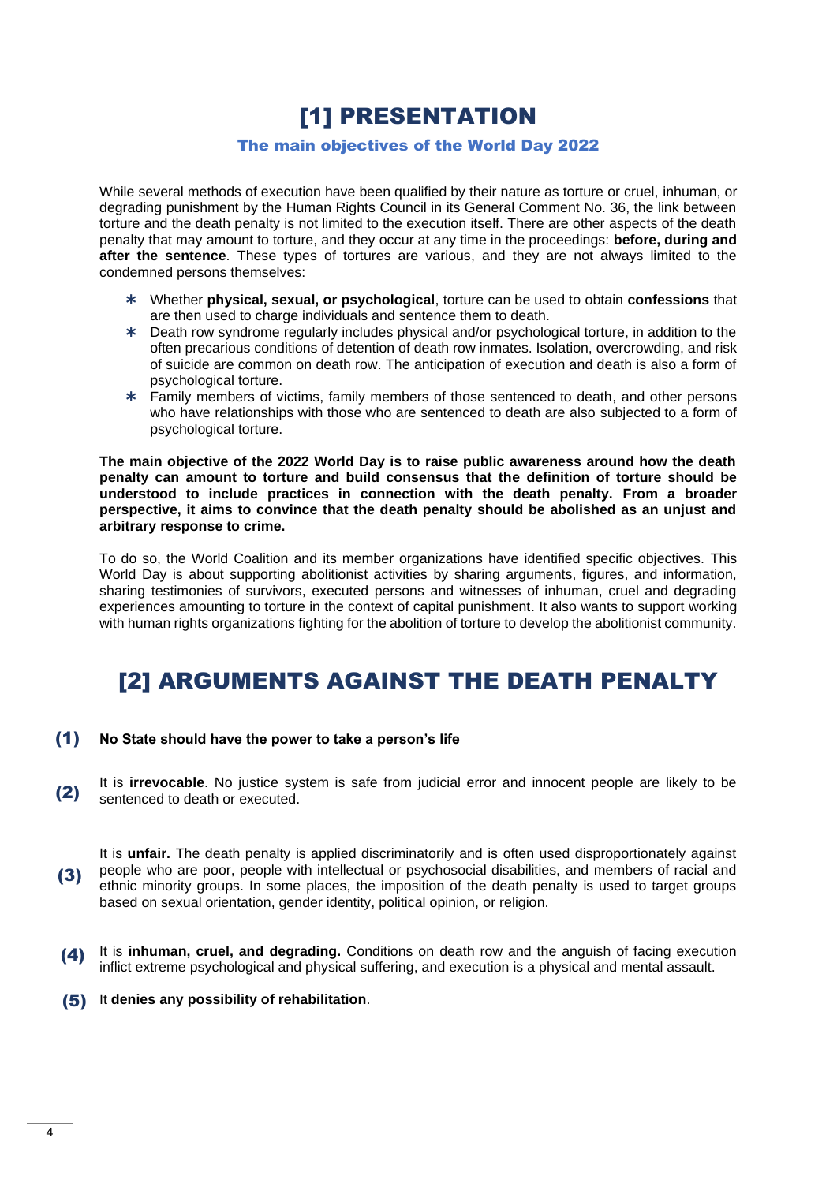# [1] PRESENTATION

### The main objectives of the World Day 2022

While several methods of execution have been qualified by their nature as torture or cruel, inhuman, or degrading punishment by the Human Rights Council in its General Comment No. 36, the link between torture and the death penalty is not limited to the execution itself. There are other aspects of the death penalty that may amount to torture, and they occur at any time in the proceedings: **before, during and after the sentence**. These types of tortures are various, and they are not always limited to the condemned persons themselves:

- Whether **physical, sexual, or psychological**, torture can be used to obtain **confessions** that are then used to charge individuals and sentence them to death.
- Death row syndrome regularly includes physical and/or psychological torture, in addition to the often precarious conditions of detention of death row inmates. Isolation, overcrowding, and risk of suicide are common on death row. The anticipation of execution and death is also a form of psychological torture.
- Family members of victims, family members of those sentenced to death, and other persons who have relationships with those who are sentenced to death are also subjected to a form of psychological torture.

**The main objective of the 2022 World Day is to raise public awareness around how the death penalty can amount to torture and build consensus that the definition of torture should be understood to include practices in connection with the death penalty. From a broader perspective, it aims to convince that the death penalty should be abolished as an unjust and arbitrary response to crime.**

To do so, the World Coalition and its member organizations have identified specific objectives. This World Day is about supporting abolitionist activities by sharing arguments, figures, and information, sharing testimonies of survivors, executed persons and witnesses of inhuman, cruel and degrading experiences amounting to torture in the context of capital punishment. It also wants to support working with human rights organizations fighting for the abolition of torture to develop the abolitionist community.

# [2] ARGUMENTS AGAINST THE DEATH PENALTY

**(1)** **No State should have the power to take a person's life**

**(2)** It is **irrevocable**. No justice system is safe from judicial error and innocent people are likely to be sentenced to death or executed.

**(3)** It is **unfair.** The death penalty is applied discriminatorily and is often used disproportionately against people who are poor, people with intellectual or psychosocial disabilities, and members of racial and ethnic minority groups. In some places, the imposition of the death penalty is used to target groups based on sexual orientation, gender identity, political opinion, or religion.

**(4)** It is **inhuman, cruel, and degrading.** Conditions on death row and the anguish of facing execution inflict extreme psychological and physical suffering, and execution is a physical and mental assault.

**(5)** It **denies any possibility of rehabilitation**.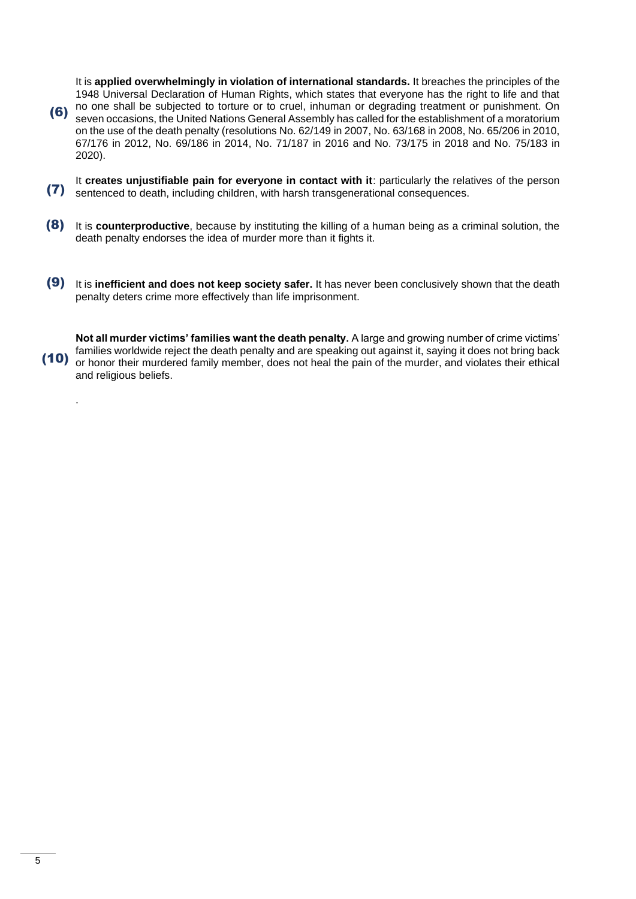(6) It is **applied overwhelmingly in violation of international standards.** It breaches the principles of the 1948 Universal Declaration of Human Rights, which states that everyone has the right to life and that no one shall be subjected to torture or to cruel, inhuman or degrading treatment or punishment. On seven occasions, the United Nations General Assembly has called for the establishment of a moratorium on the use of the death penalty (resolutions No. 62/149 in 2007, No. 63/168 in 2008, No. 65/206 in 2010, 67/176 in 2012, No. 69/186 in 2014, No. 71/187 in 2016 and No. 73/175 in 2018 and No. 75/183 in 2020).

(7) It **creates unjustifiable pain for everyone in contact with it**: particularly the relatives of the person sentenced to death, including children, with harsh transgenerational consequences.

(8) It is **counterproductive**, because by instituting the killing of a human being as a criminal solution, the death penalty endorses the idea of murder more than it fights it.

(9) It is **inefficient and does not keep society safer.** It has never been conclusively shown that the death penalty deters crime more effectively than life imprisonment.

(10) **Not all murder victims' families want the death penalty.** A large and growing number of crime victims' families worldwide reject the death penalty and are speaking out against it, saying it does not bring back or honor their murdered family member, does not heal the pain of the murder, and violates their ethical and religious beliefs.

.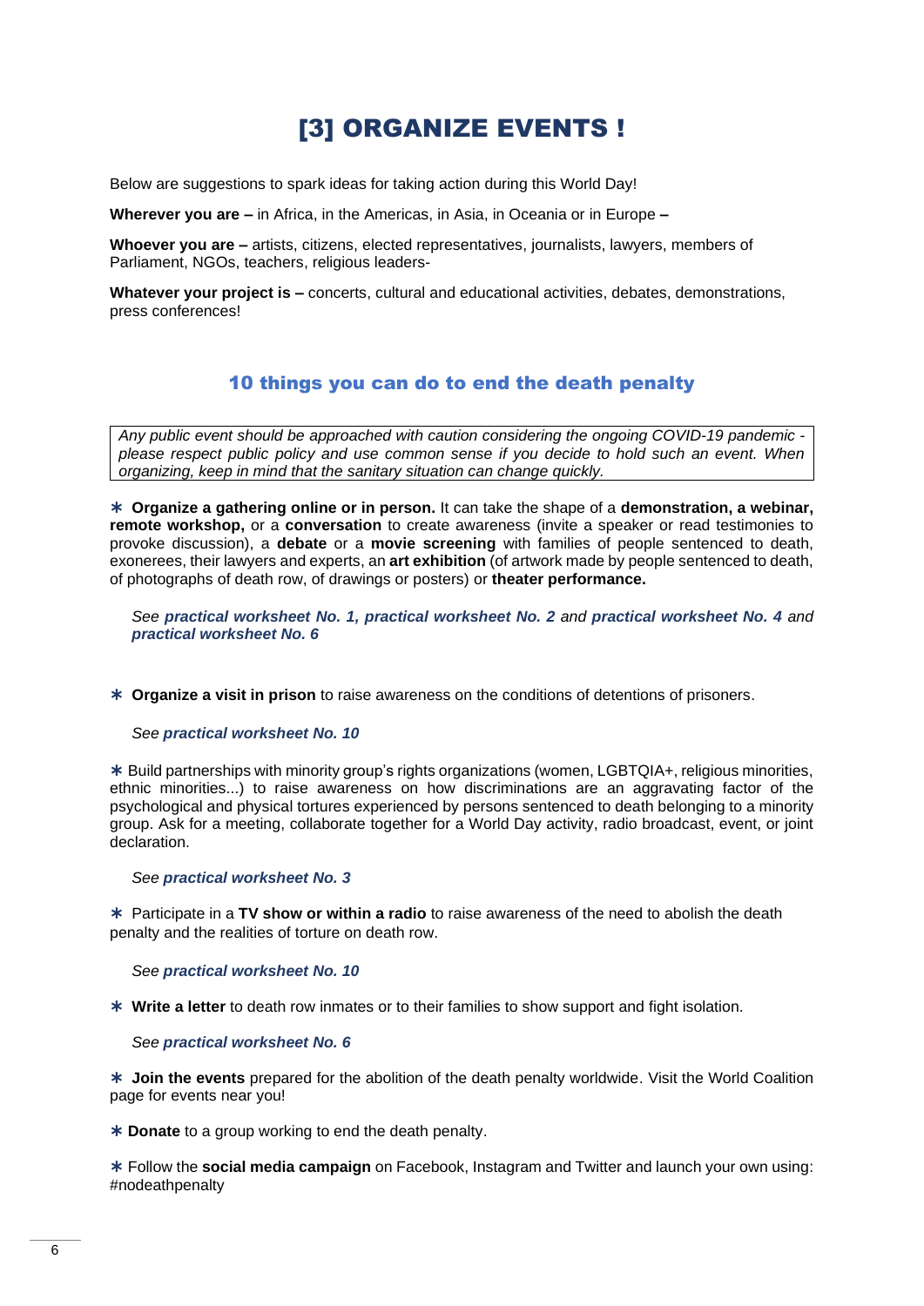# [3] ORGANIZE EVENTS !

Below are suggestions to spark ideas for taking action during this World Day!

**Wherever you are –** in Africa, in the Americas, in Asia, in Oceania or in Europe **–**

**Whoever you are –** artists, citizens, elected representatives, journalists, lawyers, members of Parliament, NGOs, teachers, religious leaders-

**Whatever your project is –** concerts, cultural and educational activities, debates, demonstrations, press conferences!

## 10 things you can do to end the death penalty

*Any public event should be approached with caution considering the ongoing COVID-19 pandemic - please respect public policy and use common sense if you decide to hold such an event. When organizing, keep in mind that the sanitary situation can change quickly.*

∗ **Organize a gathering online or in person.** It can take the shape of a **demonstration, a webinar, remote workshop,** or a **conversation** to create awareness (invite a speaker or read testimonies to provoke discussion), a **debate** or a **movie screening** with families of people sentenced to death, exonerees, their lawyers and experts, an **art exhibition** (of artwork made by people sentenced to death, of photographs of death row, of drawings or posters) or **theater performance.**

*See **practical worksheet No. 1, practical worksheet No. 2** and **practical worksheet No. 4** and **practical worksheet No. 6***

∗ **Organize a visit in prison** to raise awareness on the conditions of detentions of prisoners.

*See **practical worksheet No. 10***

∗ Build partnerships with minority group's rights organizations (women, LGBTQIA+, religious minorities, ethnic minorities...) to raise awareness on how discriminations are an aggravating factor of the psychological and physical tortures experienced by persons sentenced to death belonging to a minority group. Ask for a meeting, collaborate together for a World Day activity, radio broadcast, event, or joint declaration.

*See **practical worksheet No. 3***

∗ Participate in a **TV show or within a radio** to raise awareness of the need to abolish the death penalty and the realities of torture on death row.

*See **practical worksheet No. 10***

∗ **Write a letter** to death row inmates or to their families to show support and fight isolation.

*See **practical worksheet No. 6***

∗ **Join the events** prepared for the abolition of the death penalty worldwide. Visit the World Coalition page for events near you!

∗ **Donate** to a group working to end the death penalty.

∗ Follow the **social media campaign** on Facebook, Instagram and Twitter and launch your own using: #nodeathpenalty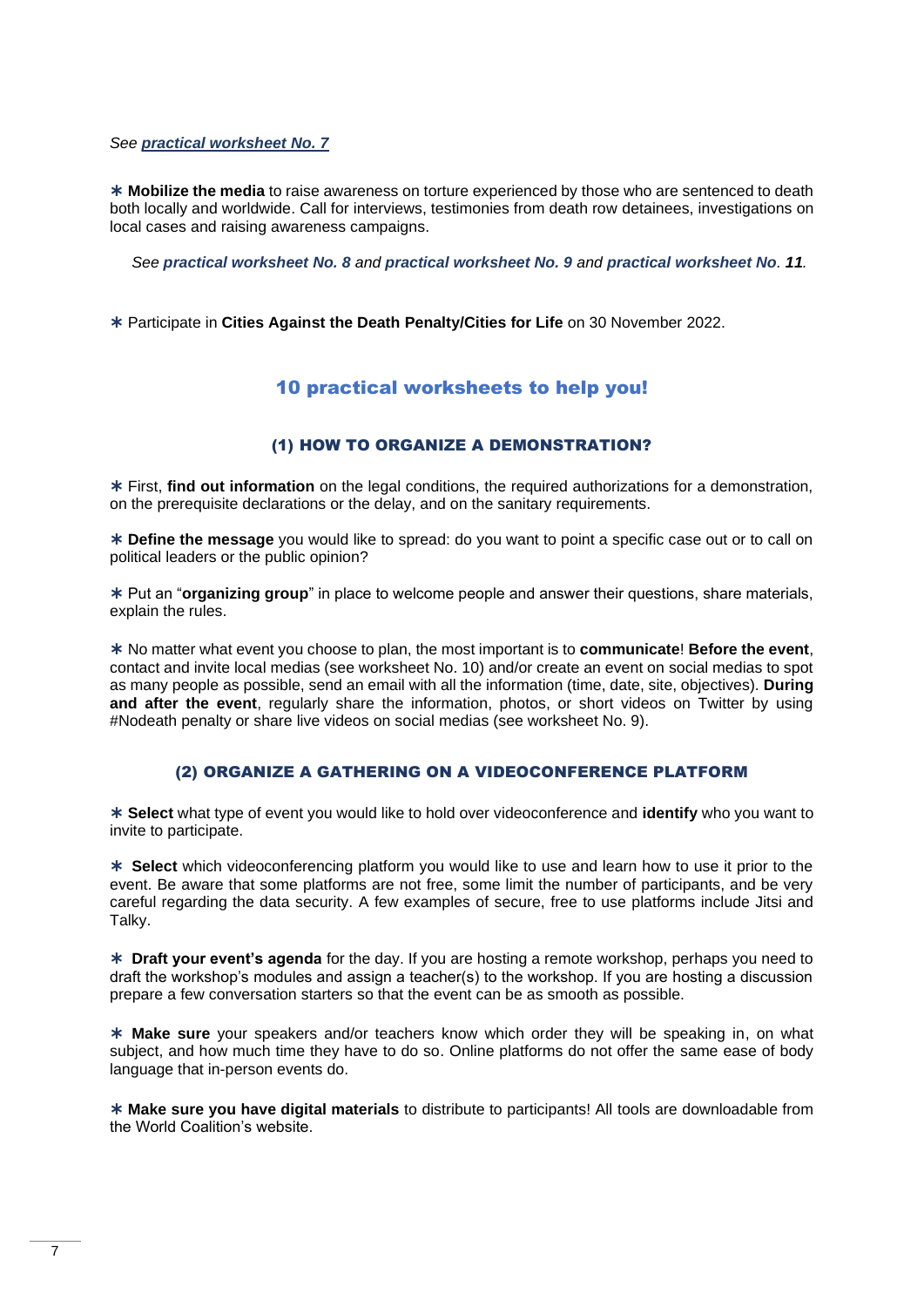*See **practical worksheet No. 7***

∗ **Mobilize the media** to raise awareness on torture experienced by those who are sentenced to death both locally and worldwide. Call for interviews, testimonies from death row detainees, investigations on local cases and raising awareness campaigns.

*See **practical worksheet No. 8** and **practical worksheet No. 9** and **practical worksheet No. 11**.*

∗ Participate in **Cities Against the Death Penalty/Cities for Life** on 30 November 2022.

## 10 practical worksheets to help you!

### (1) HOW TO ORGANIZE A DEMONSTRATION?

∗ First, **find out information** on the legal conditions, the required authorizations for a demonstration, on the prerequisite declarations or the delay, and on the sanitary requirements.

∗ **Define the message** you would like to spread: do you want to point a specific case out or to call on political leaders or the public opinion?

∗ Put an "**organizing group**" in place to welcome people and answer their questions, share materials, explain the rules.

∗ No matter what event you choose to plan, the most important is to **communicate**! **Before the event**, contact and invite local medias (see worksheet No. 10) and/or create an event on social medias to spot as many people as possible, send an email with all the information (time, date, site, objectives). **During and after the event**, regularly share the information, photos, or short videos on Twitter by using #Nodeath penalty or share live videos on social medias (see worksheet No. 9).

### (2) ORGANIZE A GATHERING ON A VIDEOCONFERENCE PLATFORM

∗ **Select** what type of event you would like to hold over videoconference and **identify** who you want to invite to participate.

∗ **Select** which videoconferencing platform you would like to use and learn how to use it prior to the event. Be aware that some platforms are not free, some limit the number of participants, and be very careful regarding the data security. A few examples of secure, free to use platforms include Jitsi and Talky.

∗ **Draft your event's agenda** for the day. If you are hosting a remote workshop, perhaps you need to draft the workshop's modules and assign a teacher(s) to the workshop. If you are hosting a discussion prepare a few conversation starters so that the event can be as smooth as possible.

∗ **Make sure** your speakers and/or teachers know which order they will be speaking in, on what subject, and how much time they have to do so. Online platforms do not offer the same ease of body language that in-person events do.

∗ **Make sure you have digital materials** to distribute to participants! All tools are downloadable from the World Coalition's website.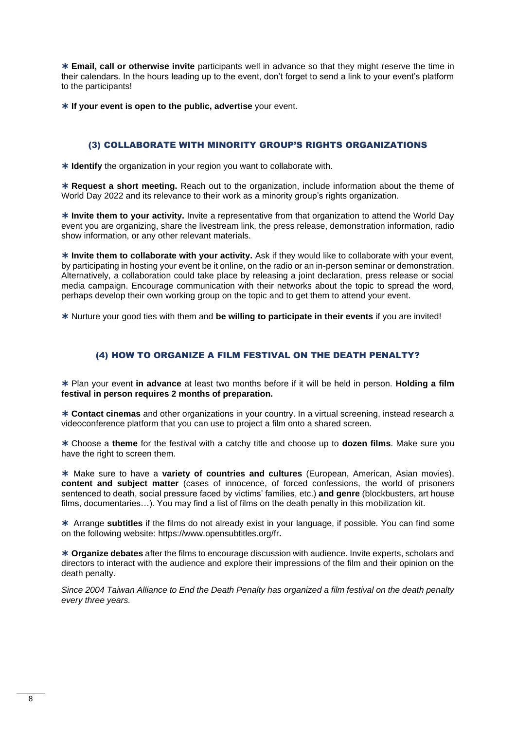∗ **Email, call or otherwise invite** participants well in advance so that they might reserve the time in their calendars. In the hours leading up to the event, don't forget to send a link to your event's platform to the participants!

∗ **If your event is open to the public, advertise** your event.

### (3) COLLABORATE WITH MINORITY GROUP'S RIGHTS ORGANIZATIONS

∗ **Identify** the organization in your region you want to collaborate with.

∗ **Request a short meeting.** Reach out to the organization, include information about the theme of World Day 2022 and its relevance to their work as a minority group's rights organization.

∗ **Invite them to your activity.** Invite a representative from that organization to attend the World Day event you are organizing, share the livestream link, the press release, demonstration information, radio show information, or any other relevant materials.

∗ **Invite them to collaborate with your activity.** Ask if they would like to collaborate with your event, by participating in hosting your event be it online, on the radio or an in-person seminar or demonstration. Alternatively, a collaboration could take place by releasing a joint declaration, press release or social media campaign. Encourage communication with their networks about the topic to spread the word, perhaps develop their own working group on the topic and to get them to attend your event.

∗ Nurture your good ties with them and **be willing to participate in their events** if you are invited!

### (4) HOW TO ORGANIZE A FILM FESTIVAL ON THE DEATH PENALTY?

∗ Plan your event **in advance** at least two months before if it will be held in person. **Holding a film festival in person requires 2 months of preparation.**

∗ **Contact cinemas** and other organizations in your country. In a virtual screening, instead research a videoconference platform that you can use to project a film onto a shared screen.

∗ Choose a **theme** for the festival with a catchy title and choose up to **dozen films**. Make sure you have the right to screen them.

∗ Make sure to have a **variety of countries and cultures** (European, American, Asian movies), **content and subject matter** (cases of innocence, of forced confessions, the world of prisoners sentenced to death, social pressure faced by victims' families, etc.) **and genre** (blockbusters, art house films, documentaries…). You may find a list of films on the death penalty in this mobilization kit.

∗ Arrange **subtitles** if the films do not already exist in your language, if possible. You can find some on the following website: https://www.opensubtitles.org/fr**.**

∗ **Organize debates** after the films to encourage discussion with audience. Invite experts, scholars and directors to interact with the audience and explore their impressions of the film and their opinion on the death penalty.

*Since 2004 Taiwan Alliance to End the Death Penalty has organized a film festival on the death penalty every three years.*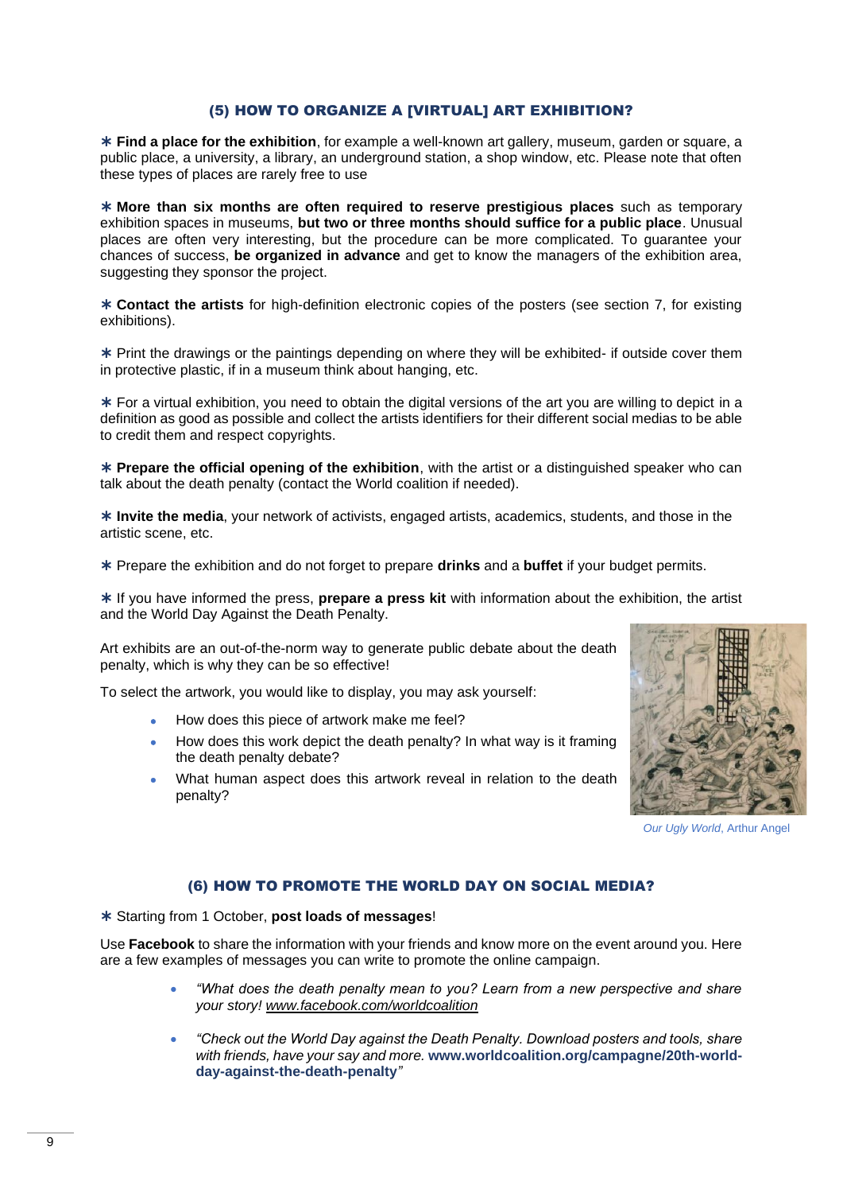## (5) HOW TO ORGANIZE A [VIRTUAL] ART EXHIBITION?

∗ **Find a place for the exhibition**, for example a well-known art gallery, museum, garden or square, a public place, a university, a library, an underground station, a shop window, etc. Please note that often these types of places are rarely free to use

∗ **More than six months are often required to reserve prestigious places** such as temporary exhibition spaces in museums, **but two or three months should suffice for a public place**. Unusual places are often very interesting, but the procedure can be more complicated. To guarantee your chances of success, **be organized in advance** and get to know the managers of the exhibition area, suggesting they sponsor the project.

∗ **Contact the artists** for high-definition electronic copies of the posters (see section 7, for existing exhibitions).

∗ Print the drawings or the paintings depending on where they will be exhibited- if outside cover them in protective plastic, if in a museum think about hanging, etc.

∗ For a virtual exhibition, you need to obtain the digital versions of the art you are willing to depict in a definition as good as possible and collect the artists identifiers for their different social medias to be able to credit them and respect copyrights.

∗ **Prepare the official opening of the exhibition**, with the artist or a distinguished speaker who can talk about the death penalty (contact the World coalition if needed).

∗ **Invite the media**, your network of activists, engaged artists, academics, students, and those in the artistic scene, etc.

∗ Prepare the exhibition and do not forget to prepare **drinks** and a **buffet** if your budget permits.

∗ If you have informed the press, **prepare a press kit** with information about the exhibition, the artist and the World Day Against the Death Penalty.

Art exhibits are an out-of-the-norm way to generate public debate about the death penalty, which is why they can be so effective!

To select the artwork, you would like to display, you may ask yourself:

- How does this piece of artwork make me feel?
- How does this work depict the death penalty? In what way is it framing the death penalty debate?
- What human aspect does this artwork reveal in relation to the death penalty?

*Our Ugly World*, Arthur Angel

## (6) HOW TO PROMOTE THE WORLD DAY ON SOCIAL MEDIA?

∗ Starting from 1 October, **post loads of messages**!

Use **Facebook** to share the information with your friends and know more on the event around you. Here are a few examples of messages you can write to promote the online campaign.

- *"What does the death penalty mean to you? Learn from a new perspective and share your story! www.facebook.com/worldcoalition*
- *"Check out the World Day against the Death Penalty. Download posters and tools, share with friends, have your say and more.* **www.worldcoalition.org/campagne/20th-world-day-against-the-death-penalty***"*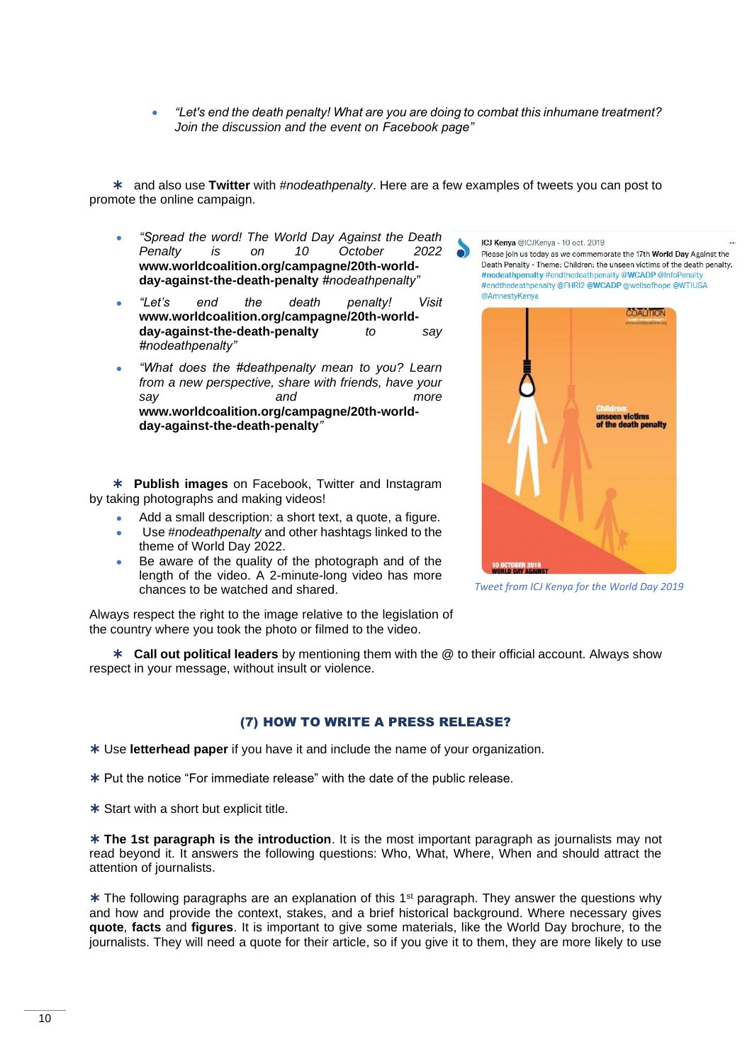- *"Let's end the death penalty! What are you are doing to combat this inhumane treatment? Join the discussion and the event on Facebook page"*

∗ and also use **Twitter** with *#nodeathpenalty*. Here are a few examples of tweets you can post to promote the online campaign.

- *"Spread the word! The World Day Against the Death Penalty is on 10 October 2022* **www.worldcoalition.org/campagne/20th-world-day-against-the-death-penalty** *#nodeathpenalty"*
- *"Let's end the death penalty! Visit* **www.worldcoalition.org/campagne/20th-world-day-against-the-death-penalty** *to say #nodeathpenalty"*
- *"What does the #deathpenalty mean to you? Learn from a new perspective, share with friends, have your say and more* **www.worldcoalition.org/campagne/20th-world-day-against-the-death-penalty**"

∗ **Publish images** on Facebook, Twitter and Instagram by taking photographs and making videos!

- Add a small description: a short text, a quote, a figure.
- Use *#nodeathpenalty* and other hashtags linked to the theme of World Day 2022.
- Be aware of the quality of the photograph and of the length of the video. A 2-minute-long video has more chances to be watched and shared.

Always respect the right to the image relative to the legislation of the country where you took the photo or filmed to the video.

ICJ Kenya @ICJKenya · 10 oct. 2019
Please join us today as we commemorate the 17th World Day Against the Death Penalty - Theme: Children: the unseen victims of the death penalty. #nodeathpenalty #endthedeathpenalty @WCADP @InfoPenalty #endthedeathpenalty @FHRI2 @WCADP @wellsofhope @WTIUSA @AmnestyKenya

*Tweet from ICJ Kenya for the World Day 2019*

∗ **Call out political leaders** by mentioning them with the @ to their official account. Always show respect in your message, without insult or violence.

## (7) HOW TO WRITE A PRESS RELEASE?

∗ Use **letterhead paper** if you have it and include the name of your organization.

∗ Put the notice "For immediate release" with the date of the public release.

∗ Start with a short but explicit title.

∗ **The 1st paragraph is the introduction**. It is the most important paragraph as journalists may not read beyond it. It answers the following questions: Who, What, Where, When and should attract the attention of journalists.

∗ The following paragraphs are an explanation of this 1st paragraph. They answer the questions why and how and provide the context, stakes, and a brief historical background. Where necessary gives **quote**, **facts** and **figures**. It is important to give some materials, like the World Day brochure, to the journalists. They will need a quote for their article, so if you give it to them, they are more likely to use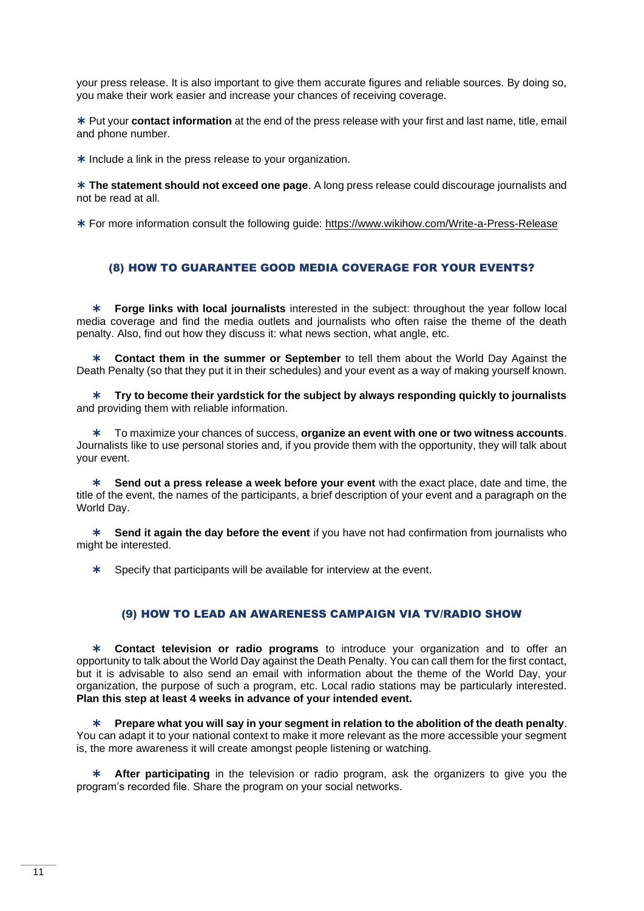your press release. It is also important to give them accurate figures and reliable sources. By doing so, you make their work easier and increase your chances of receiving coverage.

- Put your **contact information** at the end of the press release with your first and last name, title, email and phone number.
- Include a link in the press release to your organization.
- **The statement should not exceed one page**. A long press release could discourage journalists and not be read at all.
- For more information consult the following guide: https://www.wikihow.com/Write-a-Press-Release

## (8) HOW TO GUARANTEE GOOD MEDIA COVERAGE FOR YOUR EVENTS?

- **Forge links with local journalists** interested in the subject: throughout the year follow local media coverage and find the media outlets and journalists who often raise the theme of the death penalty. Also, find out how they discuss it: what news section, what angle, etc.
- **Contact them in the summer or September** to tell them about the World Day Against the Death Penalty (so that they put it in their schedules) and your event as a way of making yourself known.
- **Try to become their yardstick for the subject by always responding quickly to journalists** and providing them with reliable information.
- To maximize your chances of success, **organize an event with one or two witness accounts**. Journalists like to use personal stories and, if you provide them with the opportunity, they will talk about your event.
- **Send out a press release a week before your event** with the exact place, date and time, the title of the event, the names of the participants, a brief description of your event and a paragraph on the World Day.
- **Send it again the day before the event** if you have not had confirmation from journalists who might be interested.
- Specify that participants will be available for interview at the event.

## (9) HOW TO LEAD AN AWARENESS CAMPAIGN VIA TV/RADIO SHOW

- **Contact television or radio programs** to introduce your organization and to offer an opportunity to talk about the World Day against the Death Penalty. You can call them for the first contact, but it is advisable to also send an email with information about the theme of the World Day, your organization, the purpose of such a program, etc. Local radio stations may be particularly interested. **Plan this step at least 4 weeks in advance of your intended event.**
- **Prepare what you will say in your segment in relation to the abolition of the death penalty**. You can adapt it to your national context to make it more relevant as the more accessible your segment is, the more awareness it will create amongst people listening or watching.
- **After participating** in the television or radio program, ask the organizers to give you the program's recorded file. Share the program on your social networks.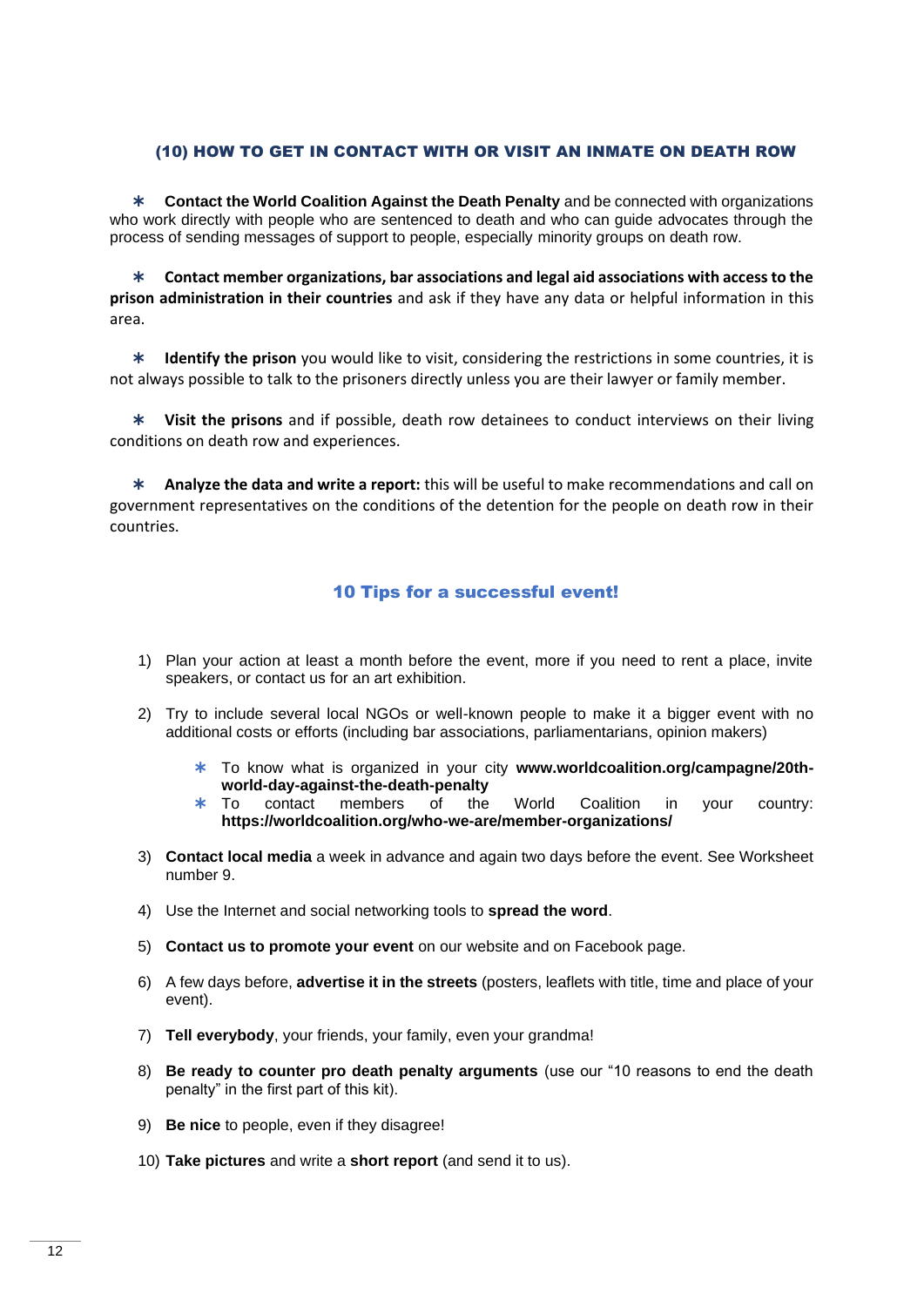### (10) HOW TO GET IN CONTACT WITH OR VISIT AN INMATE ON DEATH ROW

* **Contact the World Coalition Against the Death Penalty** and be connected with organizations who work directly with people who are sentenced to death and who can guide advocates through the process of sending messages of support to people, especially minority groups on death row.

* **Contact member organizations, bar associations and legal aid associations with access to the prison administration in their countries** and ask if they have any data or helpful information in this area.

* **Identify the prison** you would like to visit, considering the restrictions in some countries, it is not always possible to talk to the prisoners directly unless you are their lawyer or family member.

* **Visit the prisons** and if possible, death row detainees to conduct interviews on their living conditions on death row and experiences.

* **Analyze the data and write a report:** this will be useful to make recommendations and call on government representatives on the conditions of the detention for the people on death row in their countries.

### 10 Tips for a successful event!

1) Plan your action at least a month before the event, more if you need to rent a place, invite speakers, or contact us for an art exhibition.

2) Try to include several local NGOs or well-known people to make it a bigger event with no additional costs or efforts (including bar associations, parliamentarians, opinion makers)

    * To know what is organized in your city **www.worldcoalition.org/campagne/20th-world-day-against-the-death-penalty**
    * To contact members of the World Coalition in your country: **https://worldcoalition.org/who-we-are/member-organizations/**

3) **Contact local media** a week in advance and again two days before the event. See Worksheet number 9.

4) Use the Internet and social networking tools to **spread the word**.

5) **Contact us to promote your event** on our website and on Facebook page.

6) A few days before, **advertise it in the streets** (posters, leaflets with title, time and place of your event).

7) **Tell everybody**, your friends, your family, even your grandma!

8) **Be ready to counter pro death penalty arguments** (use our "10 reasons to end the death penalty" in the first part of this kit).

9) **Be nice** to people, even if they disagree!

10) **Take pictures** and write a **short report** (and send it to us).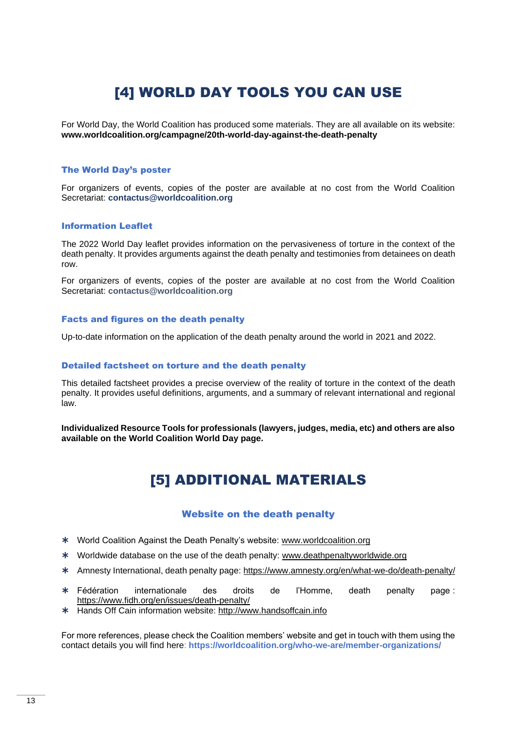# [4] WORLD DAY TOOLS YOU CAN USE

For World Day, the World Coalition has produced some materials. They are all available on its website: **www.worldcoalition.org/campagne/20th-world-day-against-the-death-penalty**

### The World Day's poster

For organizers of events, copies of the poster are available at no cost from the World Coalition Secretariat: **contactus@worldcoalition.org**

### Information Leaflet

The 2022 World Day leaflet provides information on the pervasiveness of torture in the context of the death penalty. It provides arguments against the death penalty and testimonies from detainees on death row.

For organizers of events, copies of the poster are available at no cost from the World Coalition Secretariat: **contactus@worldcoalition.org**

### Facts and figures on the death penalty

Up-to-date information on the application of the death penalty around the world in 2021 and 2022.

### Detailed factsheet on torture and the death penalty

This detailed factsheet provides a precise overview of the reality of torture in the context of the death penalty. It provides useful definitions, arguments, and a summary of relevant international and regional law.

**Individualized Resource Tools for professionals (lawyers, judges, media, etc) and others are also available on the World Coalition World Day page.**

# [5] ADDITIONAL MATERIALS

### Website on the death penalty

* World Coalition Against the Death Penalty's website: www.worldcoalition.org
* Worldwide database on the use of the death penalty: www.deathpenaltyworldwide.org
* Amnesty International, death penalty page: https://www.amnesty.org/en/what-we-do/death-penalty/
* Fédération internationale des droits de l'Homme, death penalty page : https://www.fidh.org/en/issues/death-penalty/
* Hands Off Cain information website: http://www.handsoffcain.info

For more references, please check the Coalition members' website and get in touch with them using the contact details you will find here: **https://worldcoalition.org/who-we-are/member-organizations/**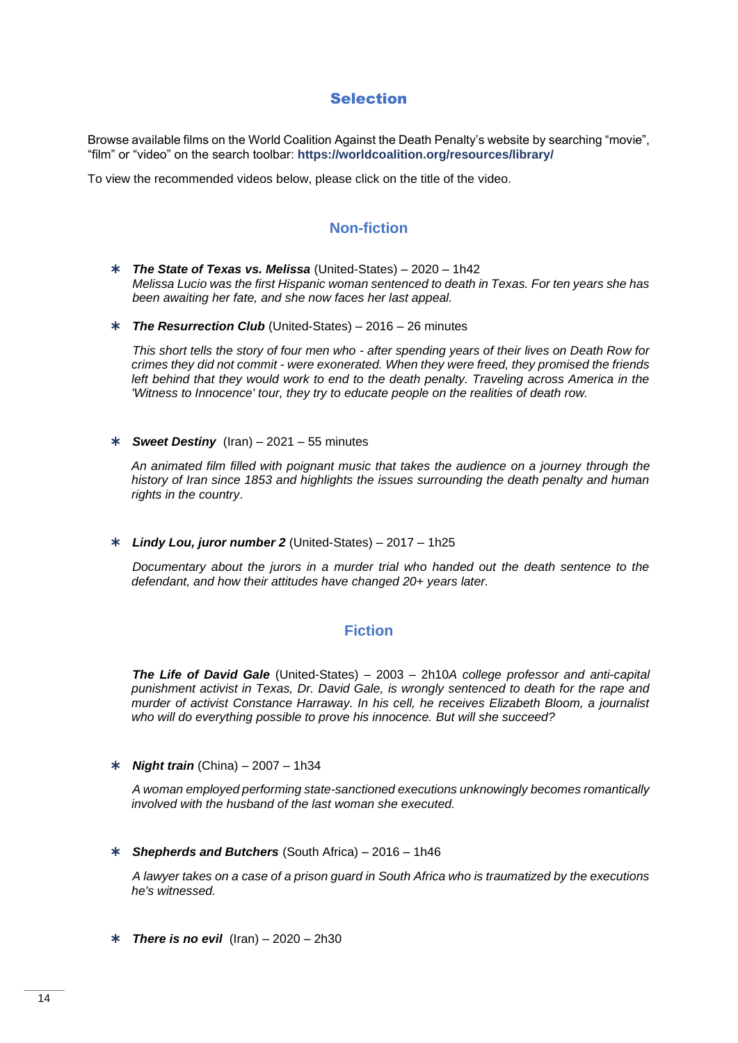## Selection

Browse available films on the World Coalition Against the Death Penalty's website by searching "movie", "film" or "video" on the search toolbar: **https://worldcoalition.org/resources/library/**

To view the recommended videos below, please click on the title of the video.

### Non-fiction

- ***The State of Texas vs. Melissa*** (United-States) – 2020 – 1h42
  *Melissa Lucio was the first Hispanic woman sentenced to death in Texas. For ten years she has been awaiting her fate, and she now faces her last appeal.*

- ***The Resurrection Club*** (United-States) – 2016 – 26 minutes

  *This short tells the story of four men who - after spending years of their lives on Death Row for crimes they did not commit - were exonerated. When they were freed, they promised the friends left behind that they would work to end to the death penalty. Traveling across America in the 'Witness to Innocence' tour, they try to educate people on the realities of death row.*

- ***Sweet Destiny*** (Iran) – 2021 – 55 minutes

  *An animated film filled with poignant music that takes the audience on a journey through the history of Iran since 1853 and highlights the issues surrounding the death penalty and human rights in the country*.

- ***Lindy Lou, juror number 2*** (United-States) – 2017 – 1h25

  *Documentary about the jurors in a murder trial who handed out the death sentence to the defendant, and how their attitudes have changed 20+ years later.*

### Fiction

***The Life of David Gale*** (United-States) – 2003 – 2h10*A college professor and anti-capital punishment activist in Texas, Dr. David Gale, is wrongly sentenced to death for the rape and murder of activist Constance Harraway. In his cell, he receives Elizabeth Bloom, a journalist who will do everything possible to prove his innocence. But will she succeed?*

- ***Night train*** (China) – 2007 – 1h34

  *A woman employed performing state-sanctioned executions unknowingly becomes romantically involved with the husband of the last woman she executed.*

- ***Shepherds and Butchers*** (South Africa) – 2016 – 1h46

  *A lawyer takes on a case of a prison guard in South Africa who is traumatized by the executions he's witnessed.*

- ***There is no evil*** (Iran) – 2020 – 2h30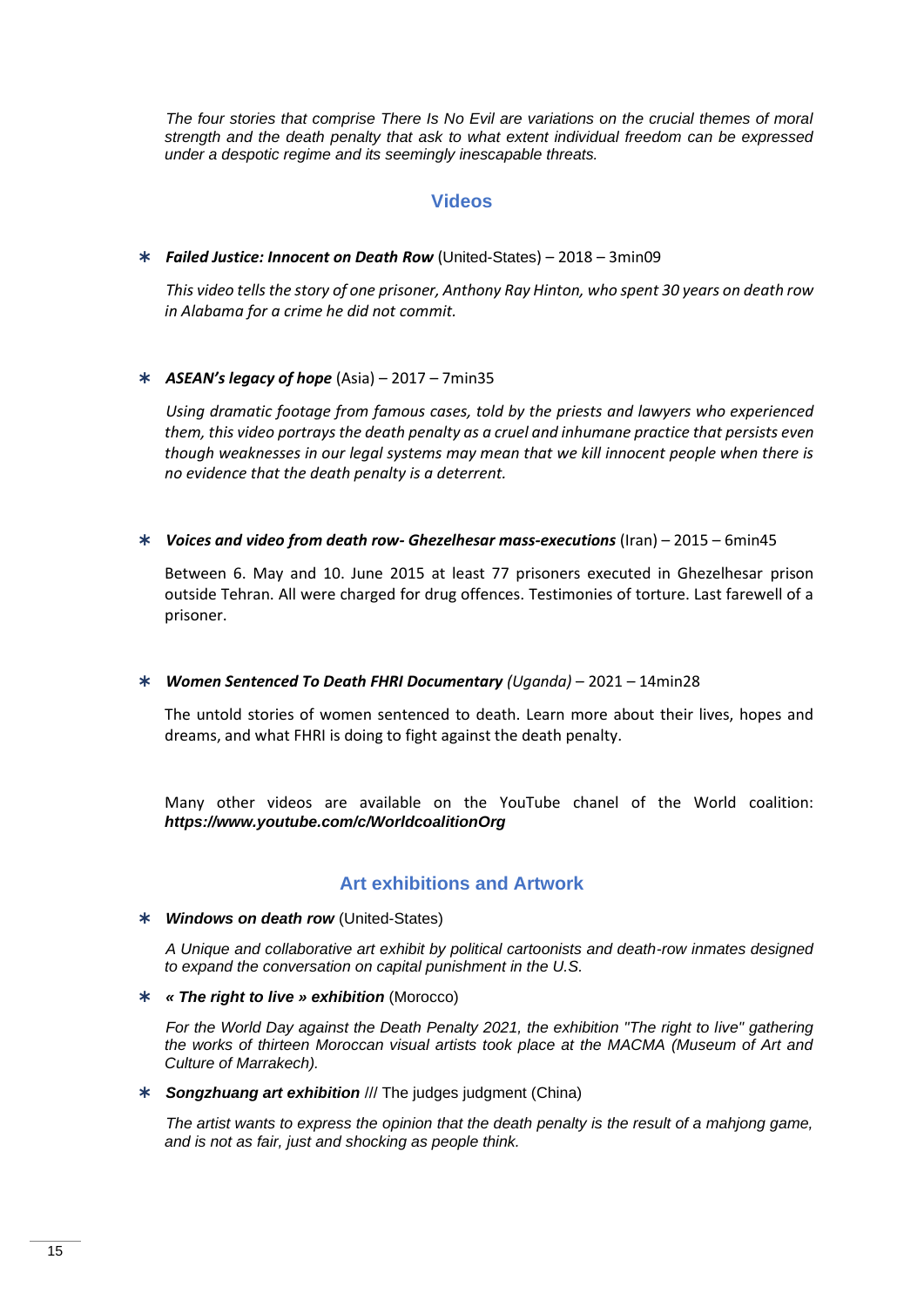*The four stories that comprise There Is No Evil are variations on the crucial themes of moral strength and the death penalty that ask to what extent individual freedom can be expressed under a despotic regime and its seemingly inescapable threats.*

## Videos

- ***Failed Justice: Innocent on Death Row*** (United-States) – 2018 – 3min09

  *This video tells the story of one prisoner, Anthony Ray Hinton, who spent 30 years on death row in Alabama for a crime he did not commit.*

- ***ASEAN's legacy of hope*** (Asia) – 2017 – 7min35

  *Using dramatic footage from famous cases, told by the priests and lawyers who experienced them, this video portrays the death penalty as a cruel and inhumane practice that persists even though weaknesses in our legal systems may mean that we kill innocent people when there is no evidence that the death penalty is a deterrent.*

- ***Voices and video from death row- Ghezelhesar mass-executions*** (Iran) – 2015 – 6min45

  Between 6. May and 10. June 2015 at least 77 prisoners executed in Ghezelhesar prison outside Tehran. All were charged for drug offences. Testimonies of torture. Last farewell of a prisoner.

- ***Women Sentenced To Death FHRI Documentary*** *(Uganda)* – 2021 – 14min28

  The untold stories of women sentenced to death. Learn more about their lives, hopes and dreams, and what FHRI is doing to fight against the death penalty.

Many other videos are available on the YouTube chanel of the World coalition: ***https://www.youtube.com/c/WorldcoalitionOrg***

## Art exhibitions and Artwork

- ***Windows on death row*** (United-States)

  *A Unique and collaborative art exhibit by political cartoonists and death-row inmates designed to expand the conversation on capital punishment in the U.S.*

- ***« The right to live » exhibition*** (Morocco)

  *For the World Day against the Death Penalty 2021, the exhibition "The right to live" gathering the works of thirteen Moroccan visual artists took place at the MACMA (Museum of Art and Culture of Marrakech).*

- ***Songzhuang art exhibition*** /// The judges judgment (China)

  *The artist wants to express the opinion that the death penalty is the result of a mahjong game, and is not as fair, just and shocking as people think.*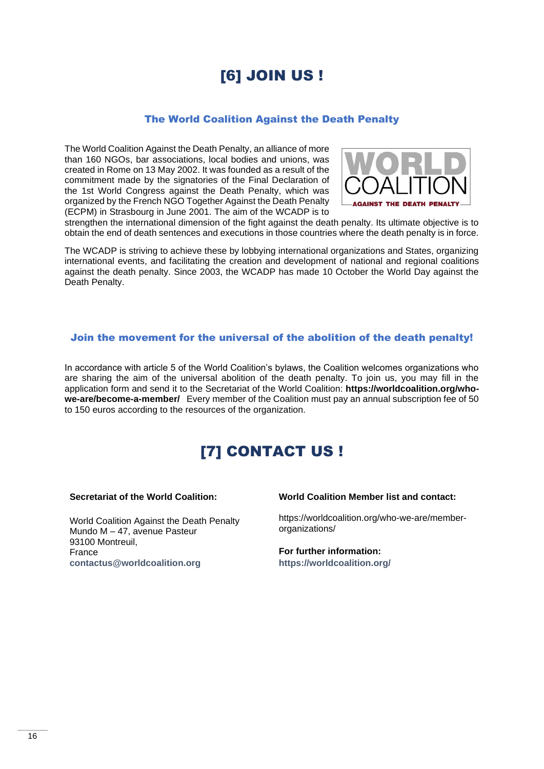# [6] JOIN US !

## The World Coalition Against the Death Penalty

The World Coalition Against the Death Penalty, an alliance of more than 160 NGOs, bar associations, local bodies and unions, was created in Rome on 13 May 2002. It was founded as a result of the commitment made by the signatories of the Final Declaration of the 1st World Congress against the Death Penalty, which was organized by the French NGO Together Against the Death Penalty (ECPM) in Strasbourg in June 2001. The aim of the WCADP is to strengthen the international dimension of the fight against the death penalty. Its ultimate objective is to obtain the end of death sentences and executions in those countries where the death penalty is in force.

The WCADP is striving to achieve these by lobbying international organizations and States, organizing international events, and facilitating the creation and development of national and regional coalitions against the death penalty. Since 2003, the WCADP has made 10 October the World Day against the Death Penalty.

## Join the movement for the universal of the abolition of the death penalty!

In accordance with article 5 of the World Coalition's bylaws, the Coalition welcomes organizations who are sharing the aim of the universal abolition of the death penalty. To join us, you may fill in the application form and send it to the Secretariat of the World Coalition: **https://worldcoalition.org/who-we-are/become-a-member/** Every member of the Coalition must pay an annual subscription fee of 50 to 150 euros according to the resources of the organization.

# [7] CONTACT US !

**Secretariat of the World Coalition:**

World Coalition Against the Death Penalty
Mundo M – 47, avenue Pasteur
93100 Montreuil,
France
**contactus@worldcoalition.org**

**World Coalition Member list and contact:**

https://worldcoalition.org/who-we-are/member-organizations/

**For further information:**
**https://worldcoalition.org/**